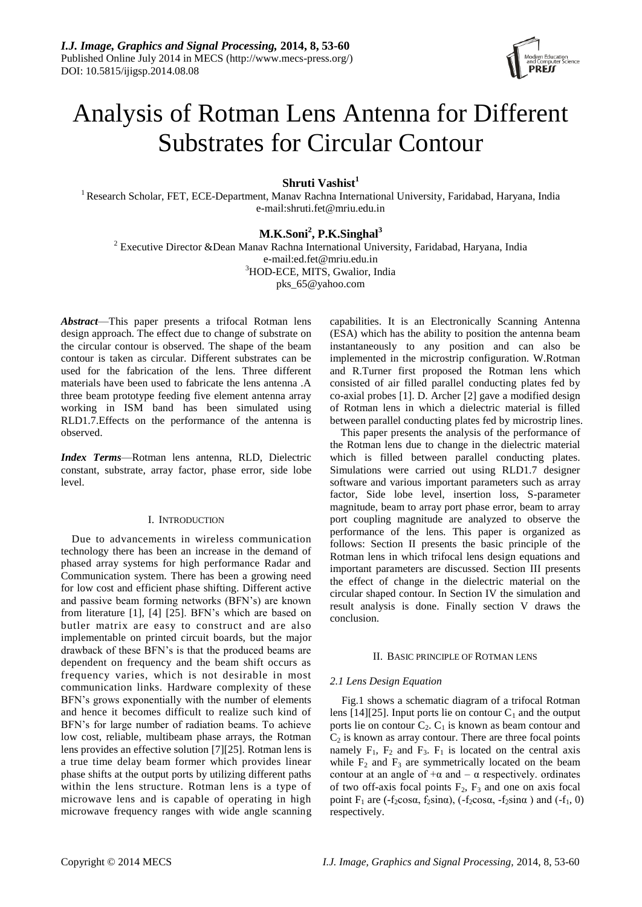# Analysis of Rotman Lens Antenna for Different Substrates for Circular Contour

**Shruti Vashist[1]**

[1] Research Scholar, FET, ECE-Department, Manav Rachna International University, Faridabad, Haryana, India
e-mail:shruti.fet@mriu.edu.in

**M.K.Soni[2], P.K.Singhal[3]**

[2] Executive Director &Dean Manav Rachna International University, Faridabad, Haryana, India
e-mail:ed.fet@mriu.edu.in
[3]HOD-ECE, MITS, Gwalior, India
pks_65@yahoo.com

***Abstract*****—**This paper presents a trifocal Rotman lens design approach. The effect due to change of substrate on the circular contour is observed. The shape of the beam contour is taken as circular. Different substrates can be used for the fabrication of the lens. Three different materials have been used to fabricate the lens antenna .A three beam prototype feeding five element antenna array working in ISM band has been simulated using RLD1.7.Effects on the performance of the antenna is observed.

***Index Terms*****—**Rotman lens antenna, RLD, Dielectric constant, substrate, array factor, phase error, side lobe level.

## I. INTRODUCTION

Due to advancements in wireless communication technology there has been an increase in the demand of phased array systems for high performance Radar and Communication system. There has been a growing need for low cost and efficient phase shifting. Different active and passive beam forming networks (BFN's) are known from literature [1], [4] [25]. BFN's which are based on butler matrix are easy to construct and are also implementable on printed circuit boards, but the major drawback of these BFN's is that the produced beams are dependent on frequency and the beam shift occurs as frequency varies, which is not desirable in most communication links. Hardware complexity of these BFN's grows exponentially with the number of elements and hence it becomes difficult to realize such kind of BFN's for large number of radiation beams. To achieve low cost, reliable, multibeam phase arrays, the Rotman lens provides an effective solution [7][25]. Rotman lens is a true time delay beam former which provides linear phase shifts at the output ports by utilizing different paths within the lens structure. Rotman lens is a type of microwave lens and is capable of operating in high microwave frequency ranges with wide angle scanning capabilities. It is an Electronically Scanning Antenna (ESA) which has the ability to position the antenna beam instantaneously to any position and can also be implemented in the microstrip configuration. W.Rotman and R.Turner first proposed the Rotman lens which consisted of air filled parallel conducting plates fed by co-axial probes [1]. D. Archer [2] gave a modified design of Rotman lens in which a dielectric material is filled between parallel conducting plates fed by microstrip lines.

This paper presents the analysis of the performance of the Rotman lens due to change in the dielectric material which is filled between parallel conducting plates. Simulations were carried out using RLD1.7 designer software and various important parameters such as array factor, Side lobe level, insertion loss, S-parameter magnitude, beam to array port phase error, beam to array port coupling magnitude are analyzed to observe the performance of the lens. This paper is organized as follows: Section II presents the basic principle of the Rotman lens in which trifocal lens design equations and important parameters are discussed. Section III presents the effect of change in the dielectric material on the circular shaped contour. In Section IV the simulation and result analysis is done. Finally section V draws the conclusion.

## II. BASIC PRINCIPLE OF ROTMAN LENS

### *2.1 Lens Design Equation*

Fig.1 shows a schematic diagram of a trifocal Rotman lens [14][25]. Input ports lie on contour $C_1$ and the output ports lie on contour $C_2$. $C_1$ is known as beam contour and $C_2$ is known as array contour. There are three focal points namely $F_1$, $F_2$ and $F_3$. $F_1$ is located on the central axis while $F_2$ and $F_3$ are symmetrically located on the beam contour at an angle of $+\alpha$ and $-\alpha$ respectively. ordinates of two off-axis focal points $F_2$, $F_3$ and one on axis focal point $F_1$ are $(-f_2\cos\alpha, f_2\sin\alpha)$, $(-f_2\cos\alpha, -f_2\sin\alpha)$ and $(-f_1, 0)$ respectively.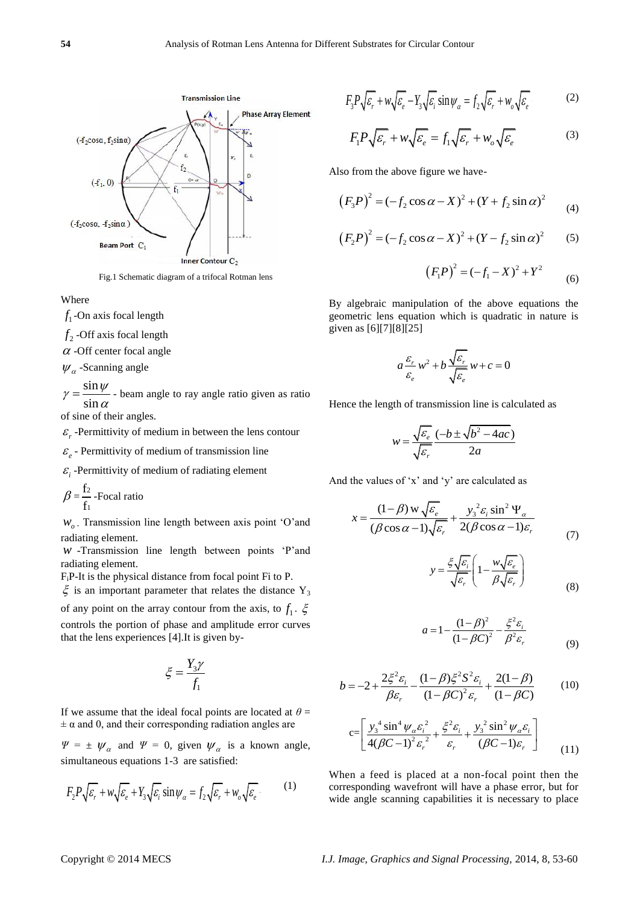Fig.1 Schematic diagram of a trifocal Rotman lens

Where

$f_1$ -On axis focal length

$f_2$ -Off axis focal length

$\alpha$ -Off center focal angle

$\psi_\alpha$ -Scanning angle

$\gamma = \dfrac{\sin\psi}{\sin\alpha}$ - beam angle to ray angle ratio given as ratio of sine of their angles.

$\varepsilon_r$ -Permittivity of medium in between the lens contour

$\varepsilon_e$ - Permittivity of medium of transmission line

$\varepsilon_i$ -Permittivity of medium of radiating element

$\beta = \dfrac{f_2}{f_1}$ -Focal ratio

$w_o$ - Transmission line length between axis point 'O'and radiating element.

$w$ -Transmission line length between points 'P'and radiating element.

$F_iP$-It is the physical distance from focal point Fi to P.

$\xi$ is an important parameter that relates the distance $Y_3$ of any point on the array contour from the axis, to $f_1$. $\xi$ controls the portion of phase and amplitude error curves that the lens experiences [4].It is given by-

$$\xi = \frac{Y_3\gamma}{f_1}$$

If we assume that the ideal focal points are located at $\theta = \pm\alpha$ and 0, and their corresponding radiation angles are $\Psi = \pm\psi_\alpha$ and $\Psi = 0$, given $\psi_\alpha$ is a known angle, simultaneous equations 1-3 are satisfied:

$$F_2P\sqrt{\varepsilon_r} + w\sqrt{\varepsilon_e} + Y_3\sqrt{\varepsilon_i}\sin\psi_\alpha = f_2\sqrt{\varepsilon_r} + w_o\sqrt{\varepsilon_e} \quad (1)$$

$$F_3P\sqrt{\varepsilon_r} + w\sqrt{\varepsilon_e} - Y_3\sqrt{\varepsilon_i}\sin\psi_\alpha = f_2\sqrt{\varepsilon_r} + w_o\sqrt{\varepsilon_e} \quad (2)$$

$$F_1P\sqrt{\varepsilon_r} + w\sqrt{\varepsilon_e} = f_1\sqrt{\varepsilon_r} + w_o\sqrt{\varepsilon_e} \quad (3)$$

Also from the above figure we have-

$$\left(F_3P\right)^2 = (-f_2\cos\alpha - X)^2 + (Y + f_2\sin\alpha)^2 \quad (4)$$

$$\left(F_2P\right)^2 = (-f_2\cos\alpha - X)^2 + (Y - f_2\sin\alpha)^2 \quad (5)$$

$$\left(F_1P\right)^2 = (-f_1 - X)^2 + Y^2 \quad (6)$$

By algebraic manipulation of the above equations the geometric lens equation which is quadratic in nature is given as [6][7][8][25]

$$a\frac{\varepsilon_r}{\varepsilon_e}w^2 + b\frac{\sqrt{\varepsilon_r}}{\sqrt{\varepsilon_e}}w + c = 0$$

Hence the length of transmission line is calculated as

$$w = \frac{\sqrt{\varepsilon_e}}{\sqrt{\varepsilon_r}}\frac{(-b \pm \sqrt{b^2 - 4ac})}{2a}$$

And the values of 'x' and 'y' are calculated as

$$x = \frac{(1-\beta)\,\mathrm{w}\sqrt{\varepsilon_e}}{(\beta\cos\alpha - 1)\sqrt{\varepsilon_r}} + \frac{y_3{}^2\varepsilon_i\sin^2\Psi_\alpha}{2(\beta\cos\alpha - 1)\varepsilon_r} \quad (7)$$

$$y = \frac{\xi\sqrt{\varepsilon_i}}{\sqrt{\varepsilon_r}}\left(1 - \frac{w\sqrt{\varepsilon_e}}{\beta\sqrt{\varepsilon_r}}\right) \quad (8)$$

$$a = 1 - \frac{(1-\beta)^2}{(1-\beta C)^2} - \frac{\xi^2\varepsilon_i}{\beta^2\varepsilon_r} \quad (9)$$

$$b = -2 + \frac{2\xi^2\varepsilon_i}{\beta\varepsilon_r} - \frac{(1-\beta)\xi^2S^2\varepsilon_i}{(1-\beta C)^2\varepsilon_r} + \frac{2(1-\beta)}{(1-\beta C)} \quad (10)$$

$$c = \left[\frac{y_3{}^4\sin^4\psi_\alpha\varepsilon_i{}^2}{4(\beta C-1)^2\varepsilon_r{}^2} + \frac{\xi^2\varepsilon_i}{\varepsilon_r} + \frac{y_3{}^2\sin^2\psi_\alpha\varepsilon_i}{(\beta C-1)\varepsilon_r}\right] \quad (11)$$

When a feed is placed at a non-focal point then the corresponding wavefront will have a phase error, but for wide angle scanning capabilities it is necessary to place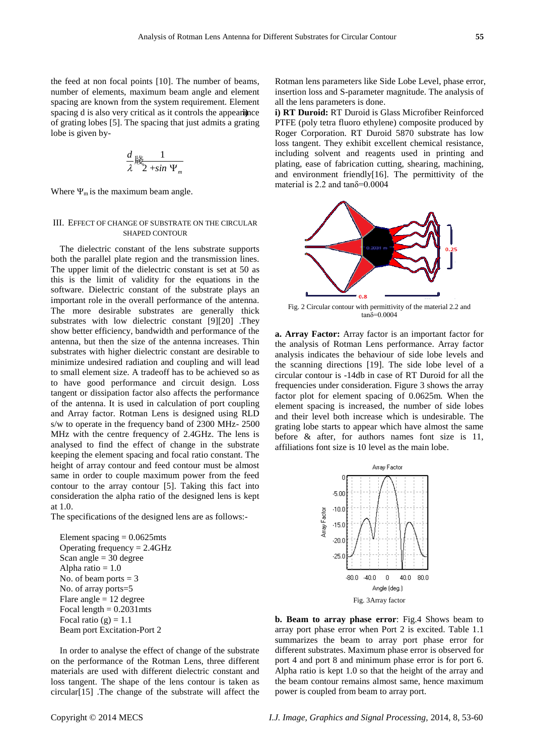the feed at non focal points [10]. The number of beams, number of elements, maximum beam angle and element spacing are known from the system requirement. Element spacing d is also very critical as it controls the appearance of grating lobes [5]. The spacing that just admits a grating lobe is given by-

$$\frac{d}{\lambda} \leq \frac{1}{2 + \sin \Psi_m}$$

Where $\Psi_m$ is the maximum beam angle.

## III. Effect of Change of Substrate on the Circular Shaped Contour

The dielectric constant of the lens substrate supports both the parallel plate region and the transmission lines. The upper limit of the dielectric constant is set at 50 as this is the limit of validity for the equations in the software. Dielectric constant of the substrate plays an important role in the overall performance of the antenna. The more desirable substrates are generally thick substrates with low dielectric constant [9][20] .They show better efficiency, bandwidth and performance of the antenna, but then the size of the antenna increases. Thin substrates with higher dielectric constant are desirable to minimize undesired radiation and coupling and will lead to small element size. A tradeoff has to be achieved so as to have good performance and circuit design. Loss tangent or dissipation factor also affects the performance of the antenna. It is used in calculation of port coupling and Array factor. Rotman Lens is designed using RLD s/w to operate in the frequency band of 2300 MHz- 2500 MHz with the centre frequency of 2.4GHz. The lens is analysed to find the effect of change in the substrate keeping the element spacing and focal ratio constant. The height of array contour and feed contour must be almost same in order to couple maximum power from the feed contour to the array contour [5]. Taking this fact into consideration the alpha ratio of the designed lens is kept at 1.0.

The specifications of the designed lens are as follows:-

Element spacing = 0.0625mts
Operating frequency = 2.4GHz
Scan angle = 30 degree
Alpha ratio = 1.0
No. of beam ports = 3
No. of array ports=5
Flare angle = 12 degree
Focal length = 0.2031mts
Focal ratio (g) = 1.1
Beam port Excitation-Port 2

In order to analyse the effect of change of the substrate on the performance of the Rotman Lens, three different materials are used with different dielectric constant and loss tangent. The shape of the lens contour is taken as circular[15] .The change of the substrate will affect the Rotman lens parameters like Side Lobe Level, phase error, insertion loss and S-parameter magnitude. The analysis of all the lens parameters is done.

**i) RT Duroid:** RT Duroid is Glass Microfiber Reinforced PTFE (poly tetra fluoro ethylene) composite produced by Roger Corporation. RT Duroid 5870 substrate has low loss tangent. They exhibit excellent chemical resistance, including solvent and reagents used in printing and plating, ease of fabrication cutting, shearing, machining, and environment friendly[16]. The permittivity of the material is 2.2 and tanδ=0.0004

Fig. 2 Circular contour with permittivity of the material 2.2 and tanδ=0.0004

**a. Array Factor:** Array factor is an important factor for the analysis of Rotman Lens performance. Array factor analysis indicates the behaviour of side lobe levels and the scanning directions [19]. The side lobe level of a circular contour is -14db in case of RT Duroid for all the frequencies under consideration. Figure 3 shows the array factor plot for element spacing of 0.0625m. When the element spacing is increased, the number of side lobes and their level both increase which is undesirable. The grating lobe starts to appear which have almost the same before & after, for authors names font size is 11, affiliations font size is 10 level as the main lobe.

Fig. 3Array factor

**b. Beam to array phase error**: Fig.4 Shows beam to array port phase error when Port 2 is excited. Table 1.1 summarizes the beam to array port phase error for different substrates. Maximum phase error is observed for port 4 and port 8 and minimum phase error is for port 6. Alpha ratio is kept 1.0 so that the height of the array and the beam contour remains almost same, hence maximum power is coupled from beam to array port.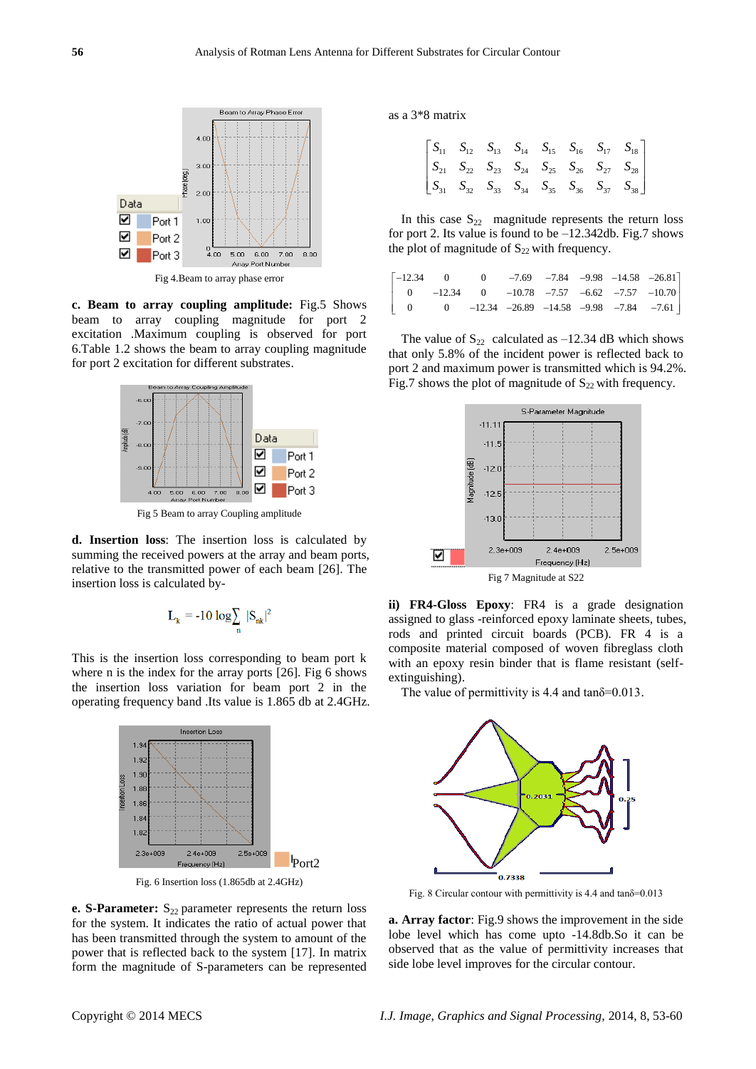Fig 4.Beam to array phase error

**c. Beam to array coupling amplitude:** Fig.5 Shows beam to array coupling magnitude for port 2 excitation .Maximum coupling is observed for port 6.Table 1.2 shows the beam to array coupling magnitude for port 2 excitation for different substrates.

Fig 5 Beam to array Coupling amplitude

**d. Insertion loss**: The insertion loss is calculated by summing the received powers at the array and beam ports, relative to the transmitted power of each beam [26]. The insertion loss is calculated by-

$$L_k = -10\log\sum_n |S_{nk}|^2$$

This is the insertion loss corresponding to beam port k where n is the index for the array ports [26]. Fig 6 shows the insertion loss variation for beam port 2 in the operating frequency band .Its value is 1.865 db at 2.4GHz.

Fig. 6 Insertion loss (1.865db at 2.4GHz)

**e. S-Parameter:** $S_{22}$ parameter represents the return loss for the system. It indicates the ratio of actual power that has been transmitted through the system to amount of the power that is reflected back to the system [17]. In matrix form the magnitude of S-parameters can be represented as a 3*8 matrix

$$\begin{bmatrix} S_{11} & S_{12} & S_{13} & S_{14} & S_{15} & S_{16} & S_{17} & S_{18} \\ S_{21} & S_{22} & S_{23} & S_{24} & S_{25} & S_{26} & S_{27} & S_{28} \\ S_{31} & S_{32} & S_{33} & S_{34} & S_{35} & S_{36} & S_{37} & S_{38} \end{bmatrix}$$

In this case $S_{22}$ magnitude represents the return loss for port 2. Its value is found to be –12.342db. Fig.7 shows the plot of magnitude of $S_{22}$ with frequency.

$$\begin{bmatrix} -12.34 & 0 & 0 & -7.69 & -7.84 & -9.98 & -14.58 & -26.81 \\ 0 & -12.34 & 0 & -10.78 & -7.57 & -6.62 & -7.57 & -10.70 \\ 0 & 0 & -12.34 & -26.89 & -14.58 & -9.98 & -7.84 & -7.61 \end{bmatrix}$$

The value of $S_{22}$ calculated as –12.34 dB which shows that only 5.8% of the incident power is reflected back to port 2 and maximum power is transmitted which is 94.2%. Fig.7 shows the plot of magnitude of $S_{22}$ with frequency.

Fig 7 Magnitude at S22

**ii) FR4-Gloss Epoxy**: FR4 is a grade designation assigned to glass -reinforced epoxy laminate sheets, tubes, rods and printed circuit boards (PCB). FR 4 is a composite material composed of woven fibreglass cloth with an epoxy resin binder that is flame resistant (self-extinguishing).

The value of permittivity is 4.4 and tanδ=0.013.

Fig. 8 Circular contour with permittivity is 4.4 and tanδ=0.013

**a. Array factor**: Fig.9 shows the improvement in the side lobe level which has come upto -14.8db.So it can be observed that as the value of permittivity increases that side lobe level improves for the circular contour.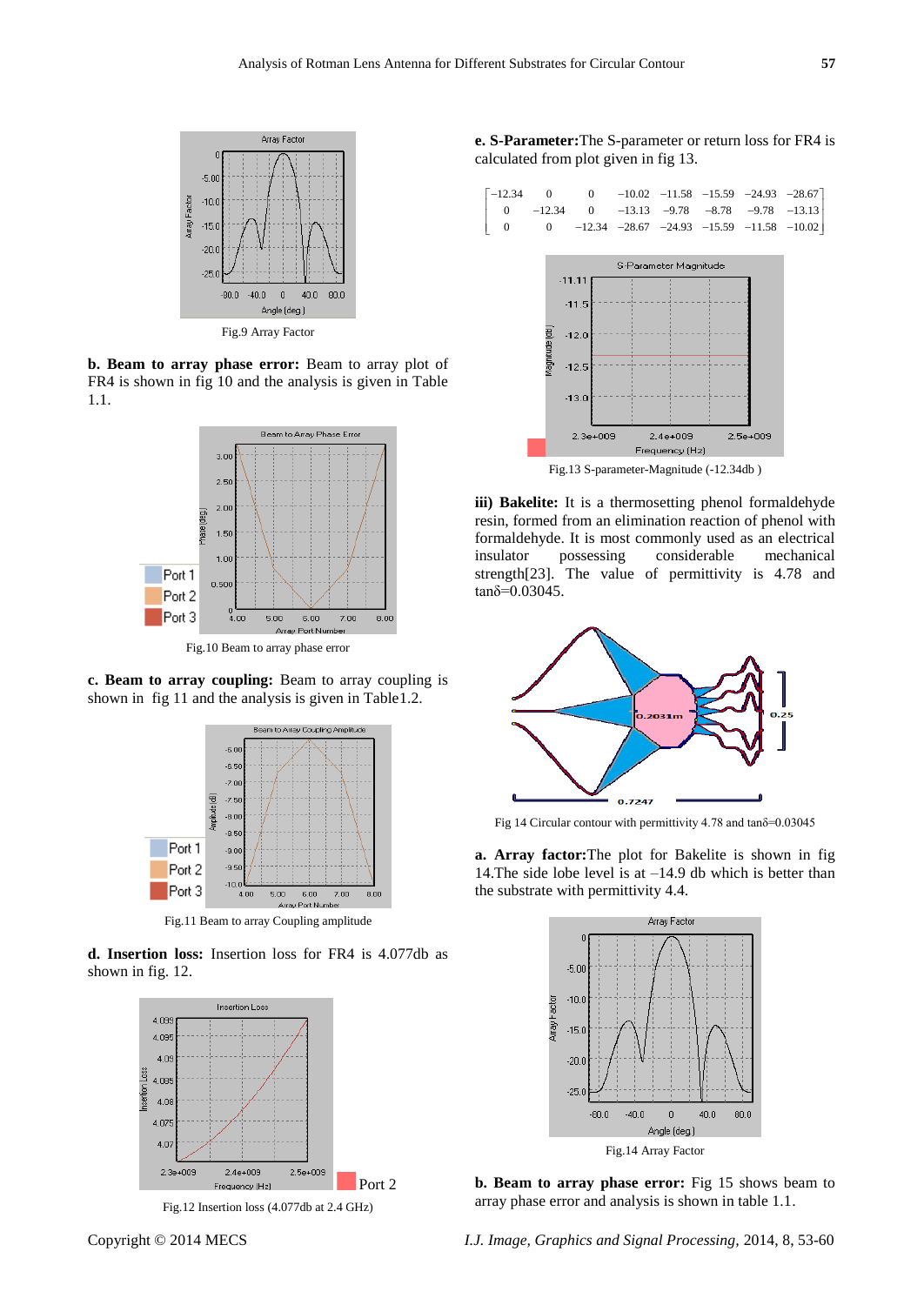Fig.9 Array Factor

**b. Beam to array phase error:** Beam to array plot of FR4 is shown in fig 10 and the analysis is given in Table 1.1.

Fig.10 Beam to array phase error

**c. Beam to array coupling:** Beam to array coupling is shown in fig 11 and the analysis is given in Table1.2.

Fig.11 Beam to array Coupling amplitude

**d. Insertion loss:** Insertion loss for FR4 is 4.077db as shown in fig. 12.

Fig.12 Insertion loss (4.077db at 2.4 GHz)

**e. S-Parameter:**The S-parameter or return loss for FR4 is calculated from plot given in fig 13.

$$\begin{bmatrix} -12.34 & 0 & 0 & -10.02 & -11.58 & -15.59 & -24.93 & -28.67 \\ 0 & -12.34 & 0 & -13.13 & -9.78 & -8.78 & -9.78 & -13.13 \\ 0 & 0 & -12.34 & -28.67 & -24.93 & -15.59 & -11.58 & -10.02 \end{bmatrix}$$

Fig.13 S-parameter-Magnitude (-12.34db )

**iii) Bakelite:** It is a thermosetting phenol formaldehyde resin, formed from an elimination reaction of phenol with formaldehyde. It is most commonly used as an electrical insulator possessing considerable mechanical strength[23]. The value of permittivity is 4.78 and tanδ=0.03045.

Fig 14 Circular contour with permittivity 4.78 and tanδ=0.03045

**a. Array factor:**The plot for Bakelite is shown in fig 14.The side lobe level is at –14.9 db which is better than the substrate with permittivity 4.4.

Fig.14 Array Factor

**b. Beam to array phase error:** Fig 15 shows beam to array phase error and analysis is shown in table 1.1.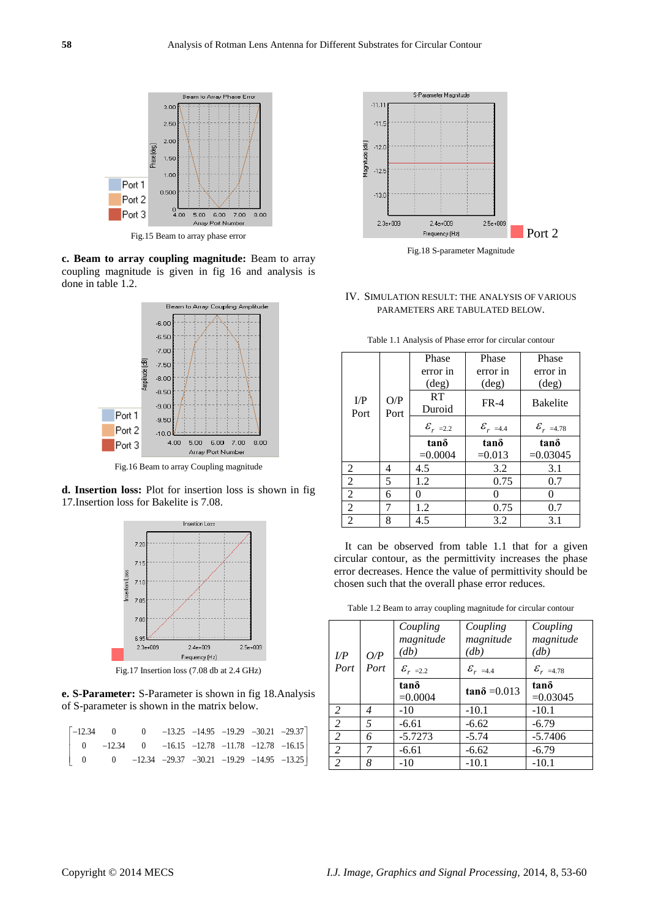Fig.15 Beam to array phase error

**c. Beam to array coupling magnitude:** Beam to array coupling magnitude is given in fig 16 and analysis is done in table 1.2.

Fig.16 Beam to array Coupling magnitude

**d. Insertion loss:** Plot for insertion loss is shown in fig 17.Insertion loss for Bakelite is 7.08.

Fig.17 Insertion loss (7.08 db at 2.4 GHz)

**e. S-Parameter:** S-Parameter is shown in fig 18.Analysis of S-parameter is shown in the matrix below.

$$\begin{bmatrix} -12.34 & 0 & 0 & -13.25 & -14.95 & -19.29 & -30.21 & -29.37 \\ 0 & -12.34 & 0 & -16.15 & -12.78 & -11.78 & -12.78 & -16.15 \\ 0 & 0 & -12.34 & -29.37 & -30.21 & -19.29 & -14.95 & -13.25 \end{bmatrix}$$

Fig.18 S-parameter Magnitude

## IV. Simulation Result: The Analysis of Various Parameters Are Tabulated Below.

Table 1.1 Analysis of Phase error for circular contour

| I/P Port | O/P Port | Phase error in (deg) RT Duroid $\varepsilon_r$ =2.2 **tanδ** =0.0004 | Phase error in (deg) FR-4 $\varepsilon_r$ =4.4 **tanδ** =0.013 | Phase error in (deg) Bakelite $\varepsilon_r$ =4.78 **tanδ** =0.03045 |
|---|---|---|---|---|
| 2 | 4 | 4.5 | 3.2 | 3.1 |
| 2 | 5 | 1.2 | 0.75 | 0.7 |
| 2 | 6 | 0 | 0 | 0 |
| 2 | 7 | 1.2 | 0.75 | 0.7 |
| 2 | 8 | 4.5 | 3.2 | 3.1 |

It can be observed from table 1.1 that for a given circular contour, as the permittivity increases the phase error decreases. Hence the value of permittivity should be chosen such that the overall phase error reduces.

Table 1.2 Beam to array coupling magnitude for circular contour

| *I/P Port* | *O/P Port* | *Coupling magnitude (db)* $\varepsilon_r$ =2.2 **tanδ** =0.0004 | *Coupling magnitude (db)* $\varepsilon_r$ =4.4 **tanδ** =0.013 | *Coupling magnitude (db)* $\varepsilon_r$ =4.78 **tanδ** =0.03045 |
|---|---|---|---|---|
| *2* | *4* | -10 | -10.1 | -10.1 |
| *2* | *5* | -6.61 | -6.62 | -6.79 |
| *2* | *6* | -5.7273 | -5.74 | -5.7406 |
| *2* | *7* | -6.61 | -6.62 | -6.79 |
| *2* | *8* | -10 | -10.1 | -10.1 |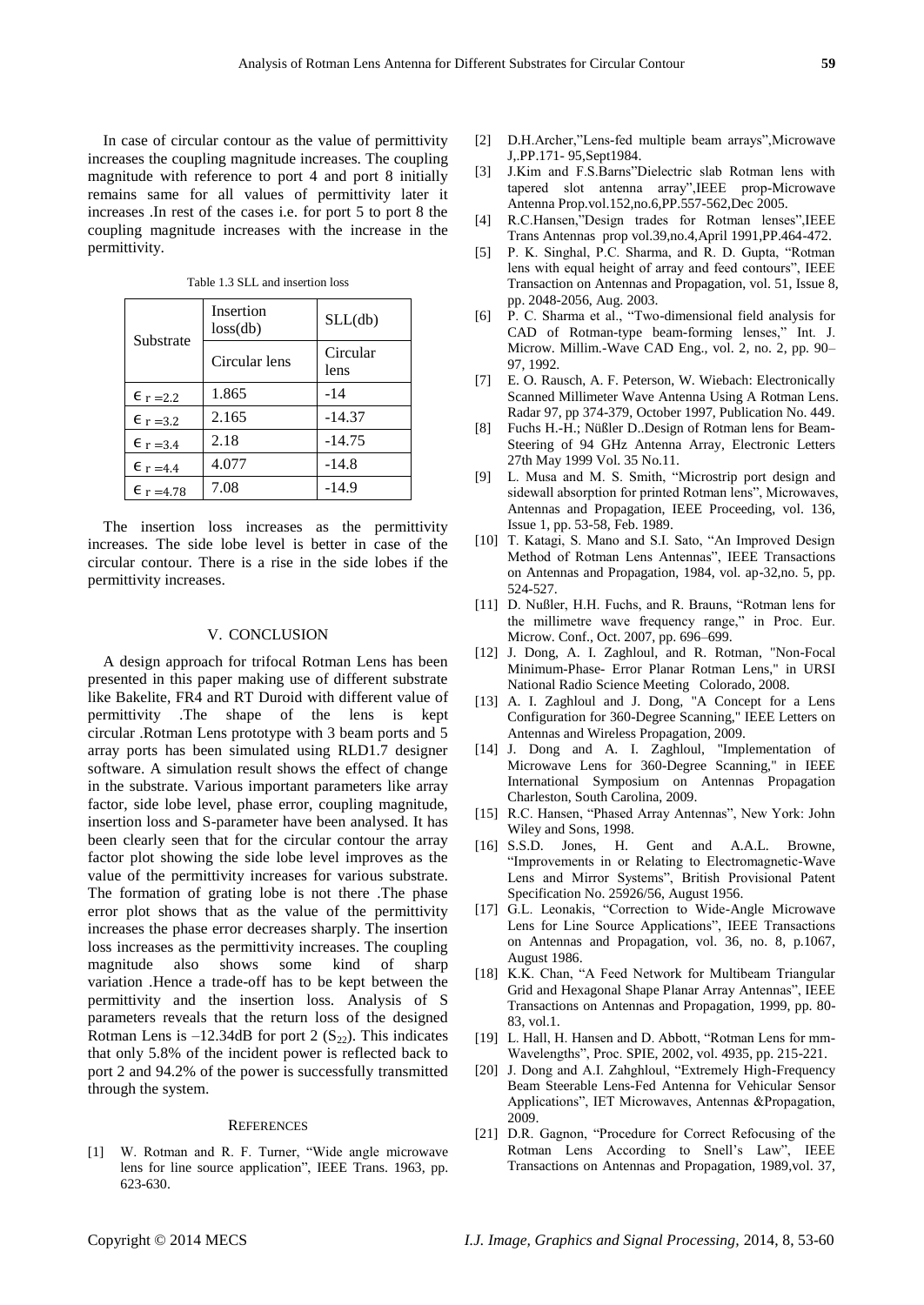In case of circular contour as the value of permittivity increases the coupling magnitude increases. The coupling magnitude with reference to port 4 and port 8 initially remains same for all values of permittivity later it increases .In rest of the cases i.e. for port 5 to port 8 the coupling magnitude increases with the increase in the permittivity.

Table 1.3 SLL and insertion loss

| Substrate | Insertion loss(db) | SLL(db) |
|---|---|---|
| | Circular lens | Circular lens |
| $\epsilon_{r=2.2}$ | 1.865 | -14 |
| $\epsilon_{r=3.2}$ | 2.165 | -14.37 |
| $\epsilon_{r=3.4}$ | 2.18 | -14.75 |
| $\epsilon_{r=4.4}$ | 4.077 | -14.8 |
| $\epsilon_{r=4.78}$ | 7.08 | -14.9 |

The insertion loss increases as the permittivity increases. The side lobe level is better in case of the circular contour. There is a rise in the side lobes if the permittivity increases.

## V. CONCLUSION

A design approach for trifocal Rotman Lens has been presented in this paper making use of different substrate like Bakelite, FR4 and RT Duroid with different value of permittivity .The shape of the lens is kept circular .Rotman Lens prototype with 3 beam ports and 5 array ports has been simulated using RLD1.7 designer software. A simulation result shows the effect of change in the substrate. Various important parameters like array factor, side lobe level, phase error, coupling magnitude, insertion loss and S-parameter have been analysed. It has been clearly seen that for the circular contour the array factor plot showing the side lobe level improves as the value of the permittivity increases for various substrate. The formation of grating lobe is not there .The phase error plot shows that as the value of the permittivity increases the phase error decreases sharply. The insertion loss increases as the permittivity increases. The coupling magnitude also shows some kind of sharp variation .Hence a trade-off has to be kept between the permittivity and the insertion loss. Analysis of S parameters reveals that the return loss of the designed Rotman Lens is –12.34dB for port 2 ($S_{22}$). This indicates that only 5.8% of the incident power is reflected back to port 2 and 94.2% of the power is successfully transmitted through the system.

## REFERENCES

[1] W. Rotman and R. F. Turner, "Wide angle microwave lens for line source application", IEEE Trans. 1963, pp. 623-630.

[2] D.H.Archer,"Lens-fed multiple beam arrays",Microwave J,.PP.171- 95,Sept1984.

[3] J.Kim and F.S.Barns"Dielectric slab Rotman lens with tapered slot antenna array",IEEE prop-Microwave Antenna Prop.vol.152,no.6,PP.557-562,Dec 2005.

[4] R.C.Hansen,"Design trades for Rotman lenses",IEEE Trans Antennas prop vol.39,no.4,April 1991,PP.464-472.

[5] P. K. Singhal, P.C. Sharma, and R. D. Gupta, "Rotman lens with equal height of array and feed contours", IEEE Transaction on Antennas and Propagation, vol. 51, Issue 8, pp. 2048-2056, Aug. 2003.

[6] P. C. Sharma et al., "Two-dimensional field analysis for CAD of Rotman-type beam-forming lenses," Int. J. Microw. Millim.-Wave CAD Eng., vol. 2, no. 2, pp. 90–97, 1992.

[7] E. O. Rausch, A. F. Peterson, W. Wiebach: Electronically Scanned Millimeter Wave Antenna Using A Rotman Lens. Radar 97, pp 374-379, October 1997, Publication No. 449.

[8] Fuchs H.-H.; Nüßler D..Design of Rotman lens for Beam-Steering of 94 GHz Antenna Array, Electronic Letters 27th May 1999 Vol. 35 No.11.

[9] L. Musa and M. S. Smith, "Microstrip port design and sidewall absorption for printed Rotman lens", Microwaves, Antennas and Propagation, IEEE Proceeding, vol. 136, Issue 1, pp. 53-58, Feb. 1989.

[10] T. Katagi, S. Mano and S.I. Sato, "An Improved Design Method of Rotman Lens Antennas", IEEE Transactions on Antennas and Propagation, 1984, vol. ap-32,no. 5, pp. 524-527.

[11] D. Nußler, H.H. Fuchs, and R. Brauns, "Rotman lens for the millimetre wave frequency range," in Proc. Eur. Microw. Conf., Oct. 2007, pp. 696–699.

[12] J. Dong, A. I. Zaghloul, and R. Rotman, "Non-Focal Minimum-Phase- Error Planar Rotman Lens," in URSI National Radio Science Meeting Colorado, 2008.

[13] A. I. Zaghloul and J. Dong, "A Concept for a Lens Configuration for 360-Degree Scanning," IEEE Letters on Antennas and Wireless Propagation, 2009.

[14] J. Dong and A. I. Zaghloul, "Implementation of Microwave Lens for 360-Degree Scanning," in IEEE International Symposium on Antennas Propagation Charleston, South Carolina, 2009.

[15] R.C. Hansen, "Phased Array Antennas", New York: John Wiley and Sons, 1998.

[16] S.S.D. Jones, H. Gent and A.A.L. Browne, "Improvements in or Relating to Electromagnetic-Wave Lens and Mirror Systems", British Provisional Patent Specification No. 25926/56, August 1956.

[17] G.L. Leonakis, "Correction to Wide-Angle Microwave Lens for Line Source Applications", IEEE Transactions on Antennas and Propagation, vol. 36, no. 8, p.1067, August 1986.

[18] K.K. Chan, "A Feed Network for Multibeam Triangular Grid and Hexagonal Shape Planar Array Antennas", IEEE Transactions on Antennas and Propagation, 1999, pp. 80-83, vol.1.

[19] L. Hall, H. Hansen and D. Abbott, "Rotman Lens for mm-Wavelengths", Proc. SPIE, 2002, vol. 4935, pp. 215-221.

[20] J. Dong and A.I. Zahghloul, "Extremely High-Frequency Beam Steerable Lens-Fed Antenna for Vehicular Sensor Applications", IET Microwaves, Antennas &Propagation, 2009.

[21] D.R. Gagnon, "Procedure for Correct Refocusing of the Rotman Lens According to Snell's Law", IEEE Transactions on Antennas and Propagation, 1989,vol. 37,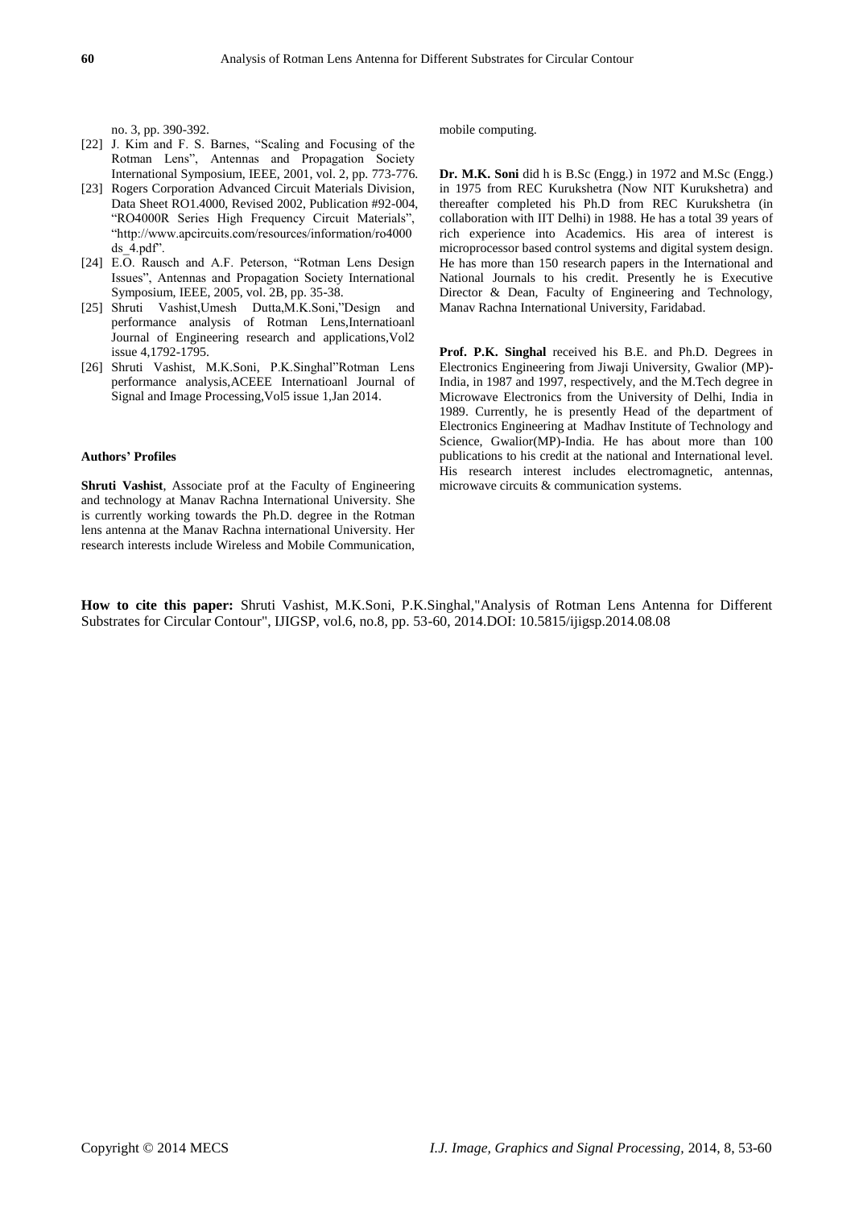no. 3, pp. 390-392.

[22] J. Kim and F. S. Barnes, “Scaling and Focusing of the Rotman Lens”, Antennas and Propagation Society International Symposium, IEEE, 2001, vol. 2, pp. 773-776.

[23] Rogers Corporation Advanced Circuit Materials Division, Data Sheet RO1.4000, Revised 2002, Publication #92-004, “RO4000R Series High Frequency Circuit Materials”, “http://www.apcircuits.com/resources/information/ro4000ds_4.pdf”.

[24] E.O. Rausch and A.F. Peterson, “Rotman Lens Design Issues”, Antennas and Propagation Society International Symposium, IEEE, 2005, vol. 2B, pp. 35-38.

[25] Shruti Vashist,Umesh Dutta,M.K.Soni,”Design and performance analysis of Rotman Lens,Internatioanl Journal of Engineering research and applications,Vol2 issue 4,1792-1795.

[26] Shruti Vashist, M.K.Soni, P.K.Singhal”Rotman Lens performance analysis,ACEEE Internatioanl Journal of Signal and Image Processing,Vol5 issue 1,Jan 2014.

**Authors' Profiles**

**Shruti Vashist**, Associate prof at the Faculty of Engineering and technology at Manav Rachna International University. She is currently working towards the Ph.D. degree in the Rotman lens antenna at the Manav Rachna international University. Her research interests include Wireless and Mobile Communication, mobile computing.

**Dr. M.K. Soni** did h is B.Sc (Engg.) in 1972 and M.Sc (Engg.) in 1975 from REC Kurukshetra (Now NIT Kurukshetra) and thereafter completed his Ph.D from REC Kurukshetra (in collaboration with IIT Delhi) in 1988. He has a total 39 years of rich experience into Academics. His area of interest is microprocessor based control systems and digital system design. He has more than 150 research papers in the International and National Journals to his credit. Presently he is Executive Director & Dean, Faculty of Engineering and Technology, Manav Rachna International University, Faridabad.

**Prof. P.K. Singhal** received his B.E. and Ph.D. Degrees in Electronics Engineering from Jiwaji University, Gwalior (MP)-India, in 1987 and 1997, respectively, and the M.Tech degree in Microwave Electronics from the University of Delhi, India in 1989. Currently, he is presently Head of the department of Electronics Engineering at Madhav Institute of Technology and Science, Gwalior(MP)-India. He has about more than 100 publications to his credit at the national and International level. His research interest includes electromagnetic, antennas, microwave circuits & communication systems.

**How to cite this paper:** Shruti Vashist, M.K.Soni, P.K.Singhal,"Analysis of Rotman Lens Antenna for Different Substrates for Circular Contour", IJIGSP, vol.6, no.8, pp. 53-60, 2014.DOI: 10.5815/ijigsp.2014.08.08